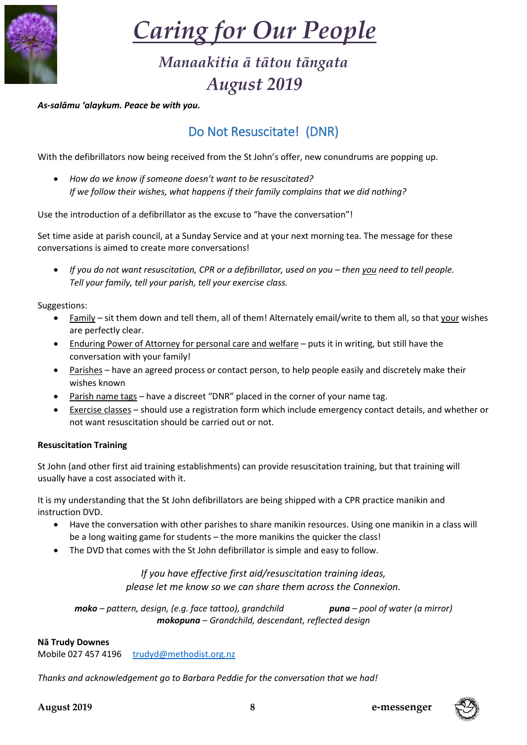# *Caring for Our People*

## *Manaakitia ā tātou tāngata*
## *August 2019*

***As-salāmu 'alaykum. Peace be with you.***

## Do Not Resuscitate! (DNR)

With the defibrillators now being received from the St John's offer, new conundrums are popping up.

- *How do we know if someone doesn't want to be resuscitated?*
  *If we follow their wishes, what happens if their family complains that we did nothing?*

Use the introduction of a defibrillator as the excuse to "have the conversation"!

Set time aside at parish council, at a Sunday Service and at your next morning tea. The message for these conversations is aimed to create more conversations!

- *If you do not want resuscitation, CPR or a defibrillator, used on you – then you need to tell people. Tell your family, tell your parish, tell your exercise class.*

Suggestions:

- Family – sit them down and tell them, all of them! Alternately email/write to them all, so that your wishes are perfectly clear.
- Enduring Power of Attorney for personal care and welfare – puts it in writing, but still have the conversation with your family!
- Parishes – have an agreed process or contact person, to help people easily and discretely make their wishes known
- Parish name tags – have a discreet "DNR" placed in the corner of your name tag.
- Exercise classes – should use a registration form which include emergency contact details, and whether or not want resuscitation should be carried out or not.

**Resuscitation Training**

St John (and other first aid training establishments) can provide resuscitation training, but that training will usually have a cost associated with it.

It is my understanding that the St John defibrillators are being shipped with a CPR practice manikin and instruction DVD.

- Have the conversation with other parishes to share manikin resources. Using one manikin in a class will be a long waiting game for students – the more manikins the quicker the class!
- The DVD that comes with the St John defibrillator is simple and easy to follow.

*If you have effective first aid/resuscitation training ideas,*
*please let me know so we can share them across the Connexion.*

***moko** – pattern, design, (e.g. face tattoo), grandchild* ***puna** – pool of water (a mirror)*
***mokopuna** – Grandchild, descendant, reflected design*

**Nā Trudy Downes**
Mobile 027 457 4196 trudyd@methodist.org.nz

*Thanks and acknowledgement go to Barbara Peddie for the conversation that we had!*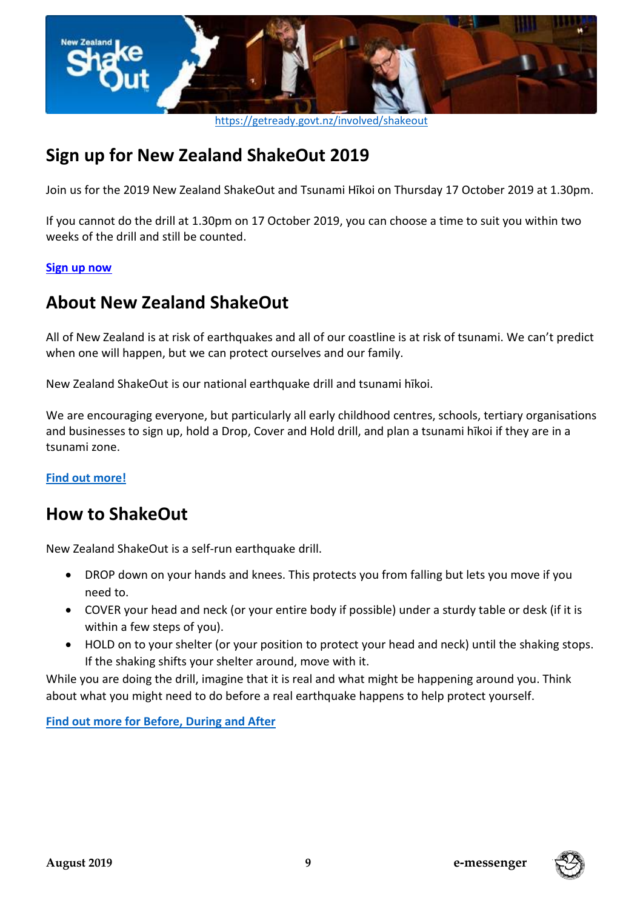https://getready.govt.nz/involved/shakeout

## Sign up for New Zealand ShakeOut 2019

Join us for the 2019 New Zealand ShakeOut and Tsunami Hīkoi on Thursday 17 October 2019 at 1.30pm.

If you cannot do the drill at 1.30pm on 17 October 2019, you can choose a time to suit you within two weeks of the drill and still be counted.

**Sign up now**

## About New Zealand ShakeOut

All of New Zealand is at risk of earthquakes and all of our coastline is at risk of tsunami. We can't predict when one will happen, but we can protect ourselves and our family.

New Zealand ShakeOut is our national earthquake drill and tsunami hīkoi.

We are encouraging everyone, but particularly all early childhood centres, schools, tertiary organisations and businesses to sign up, hold a Drop, Cover and Hold drill, and plan a tsunami hīkoi if they are in a tsunami zone.

**Find out more!**

## How to ShakeOut

New Zealand ShakeOut is a self-run earthquake drill.

- DROP down on your hands and knees. This protects you from falling but lets you move if you need to.
- COVER your head and neck (or your entire body if possible) under a sturdy table or desk (if it is within a few steps of you).
- HOLD on to your shelter (or your position to protect your head and neck) until the shaking stops. If the shaking shifts your shelter around, move with it.

While you are doing the drill, imagine that it is real and what might be happening around you. Think about what you might need to do before a real earthquake happens to help protect yourself.

**Find out more for Before, During and After**